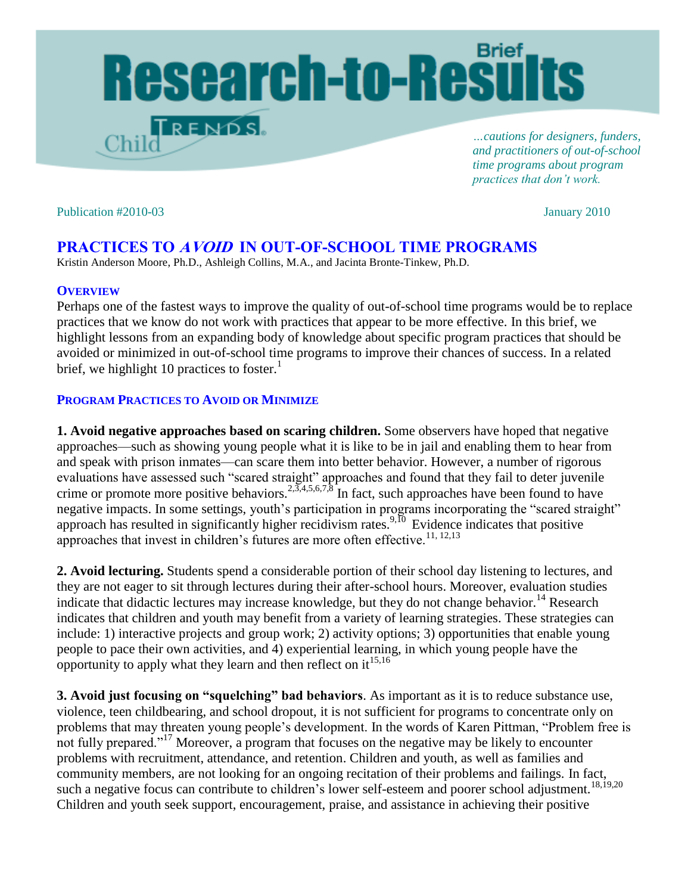# Research-to-Results Brief

Child Trends

*...cautions for designers, funders, and practitioners of out-of-school time programs about program practices that don't work.*

Publication #2010-03 January 2010

## PRACTICES TO *AVOID* IN OUT-OF-SCHOOL TIME PROGRAMS

Kristin Anderson Moore, Ph.D., Ashleigh Collins, M.A., and Jacinta Bronte-Tinkew, Ph.D.

### OVERVIEW

Perhaps one of the fastest ways to improve the quality of out-of-school time programs would be to replace practices that we know do not work with practices that appear to be more effective. In this brief, we highlight lessons from an expanding body of knowledge about specific program practices that should be avoided or minimized in out-of-school time programs to improve their chances of success. In a related brief, we highlight 10 practices to foster.[1]

### PROGRAM PRACTICES TO AVOID OR MINIMIZE

**1. Avoid negative approaches based on scaring children.** Some observers have hoped that negative approaches—such as showing young people what it is like to be in jail and enabling them to hear from and speak with prison inmates—can scare them into better behavior. However, a number of rigorous evaluations have assessed such "scared straight" approaches and found that they fail to deter juvenile crime or promote more positive behaviors.[2,3,4,5,6,7,8] In fact, such approaches have been found to have negative impacts. In some settings, youth's participation in programs incorporating the "scared straight" approach has resulted in significantly higher recidivism rates.[9,10] Evidence indicates that positive approaches that invest in children's futures are more often effective.[11, 12,13]

**2. Avoid lecturing.** Students spend a considerable portion of their school day listening to lectures, and they are not eager to sit through lectures during their after-school hours. Moreover, evaluation studies indicate that didactic lectures may increase knowledge, but they do not change behavior.[14] Research indicates that children and youth may benefit from a variety of learning strategies. These strategies can include: 1) interactive projects and group work; 2) activity options; 3) opportunities that enable young people to pace their own activities, and 4) experiential learning, in which young people have the opportunity to apply what they learn and then reflect on it[15,16]

**3. Avoid just focusing on "squelching" bad behaviors**. As important as it is to reduce substance use, violence, teen childbearing, and school dropout, it is not sufficient for programs to concentrate only on problems that may threaten young people's development. In the words of Karen Pittman, "Problem free is not fully prepared."[17] Moreover, a program that focuses on the negative may be likely to encounter problems with recruitment, attendance, and retention. Children and youth, as well as families and community members, are not looking for an ongoing recitation of their problems and failings. In fact, such a negative focus can contribute to children's lower self-esteem and poorer school adjustment.[18,19,20] Children and youth seek support, encouragement, praise, and assistance in achieving their positive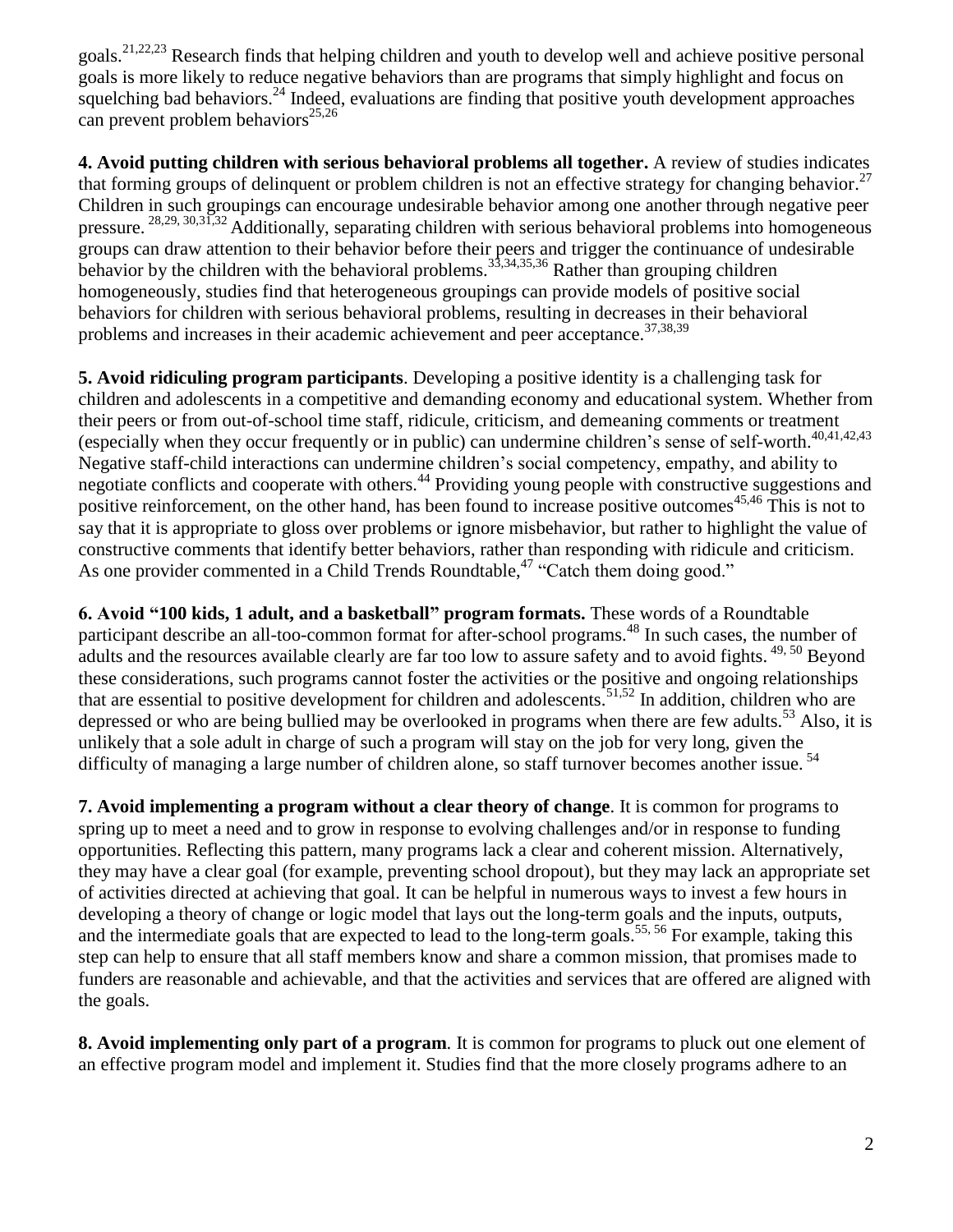goals.[21,22,23] Research finds that helping children and youth to develop well and achieve positive personal goals is more likely to reduce negative behaviors than are programs that simply highlight and focus on squelching bad behaviors.[24] Indeed, evaluations are finding that positive youth development approaches can prevent problem behaviors[25,26]

**4. Avoid putting children with serious behavioral problems all together.** A review of studies indicates that forming groups of delinquent or problem children is not an effective strategy for changing behavior.[27] Children in such groupings can encourage undesirable behavior among one another through negative peer pressure. [28,29, 30,31,32] Additionally, separating children with serious behavioral problems into homogeneous groups can draw attention to their behavior before their peers and trigger the continuance of undesirable behavior by the children with the behavioral problems.[33,34,35,36] Rather than grouping children homogeneously, studies find that heterogeneous groupings can provide models of positive social behaviors for children with serious behavioral problems, resulting in decreases in their behavioral problems and increases in their academic achievement and peer acceptance.[37,38,39]

**5. Avoid ridiculing program participants**. Developing a positive identity is a challenging task for children and adolescents in a competitive and demanding economy and educational system. Whether from their peers or from out-of-school time staff, ridicule, criticism, and demeaning comments or treatment (especially when they occur frequently or in public) can undermine children's sense of self-worth.[40,41,42,43] Negative staff-child interactions can undermine children's social competency, empathy, and ability to negotiate conflicts and cooperate with others.[44] Providing young people with constructive suggestions and positive reinforcement, on the other hand, has been found to increase positive outcomes[45,46] This is not to say that it is appropriate to gloss over problems or ignore misbehavior, but rather to highlight the value of constructive comments that identify better behaviors, rather than responding with ridicule and criticism. As one provider commented in a Child Trends Roundtable,[47] "Catch them doing good."

**6. Avoid "100 kids, 1 adult, and a basketball" program formats.** These words of a Roundtable participant describe an all-too-common format for after-school programs.[48] In such cases, the number of adults and the resources available clearly are far too low to assure safety and to avoid fights. [49, 50] Beyond these considerations, such programs cannot foster the activities or the positive and ongoing relationships that are essential to positive development for children and adolescents.[51,52] In addition, children who are depressed or who are being bullied may be overlooked in programs when there are few adults.[53] Also, it is unlikely that a sole adult in charge of such a program will stay on the job for very long, given the difficulty of managing a large number of children alone, so staff turnover becomes another issue. [54]

**7. Avoid implementing a program without a clear theory of change**. It is common for programs to spring up to meet a need and to grow in response to evolving challenges and/or in response to funding opportunities. Reflecting this pattern, many programs lack a clear and coherent mission. Alternatively, they may have a clear goal (for example, preventing school dropout), but they may lack an appropriate set of activities directed at achieving that goal. It can be helpful in numerous ways to invest a few hours in developing a theory of change or logic model that lays out the long-term goals and the inputs, outputs, and the intermediate goals that are expected to lead to the long-term goals.[55, 56] For example, taking this step can help to ensure that all staff members know and share a common mission, that promises made to funders are reasonable and achievable, and that the activities and services that are offered are aligned with the goals.

**8. Avoid implementing only part of a program**. It is common for programs to pluck out one element of an effective program model and implement it. Studies find that the more closely programs adhere to an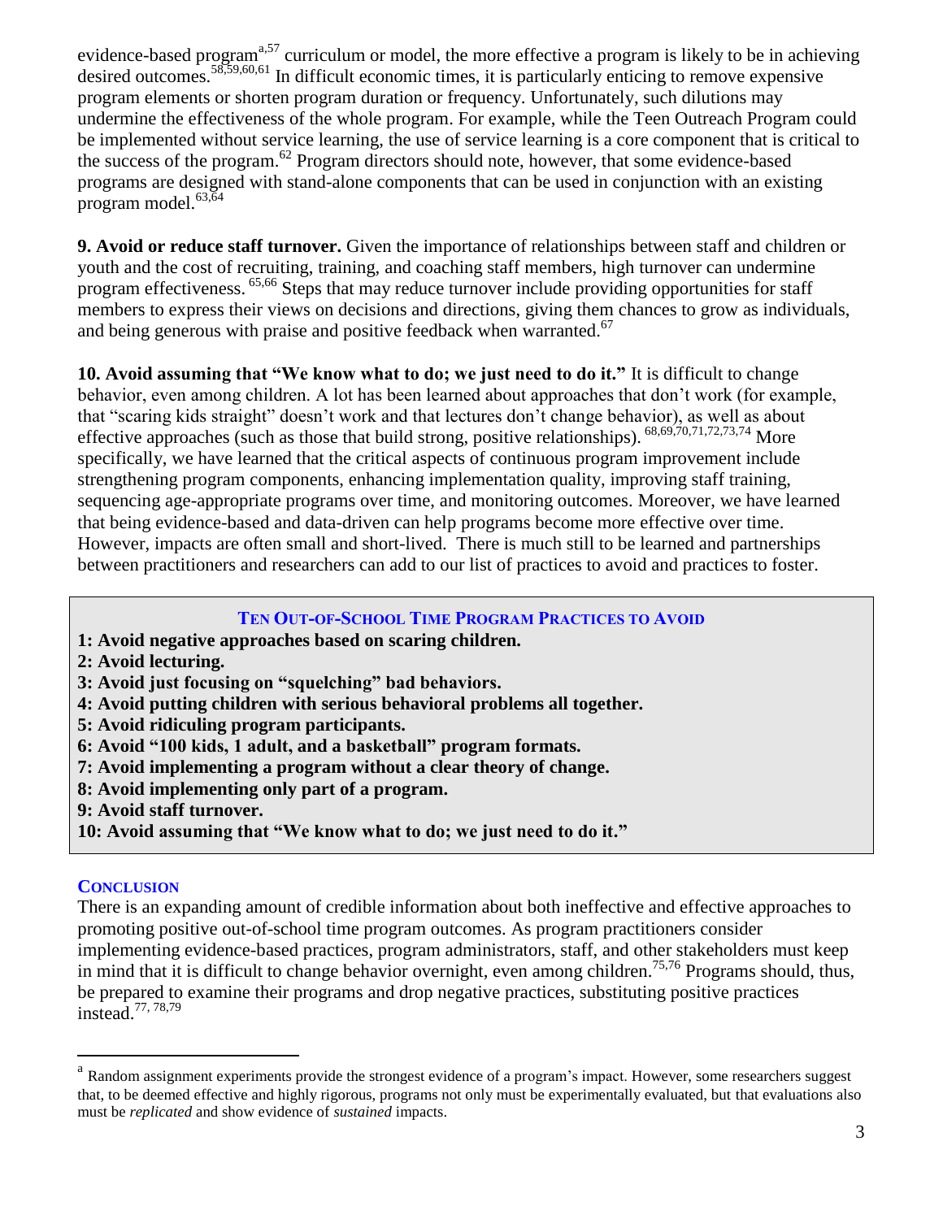evidence-based program[a,57] curriculum or model, the more effective a program is likely to be in achieving desired outcomes.[58,59,60,61] In difficult economic times, it is particularly enticing to remove expensive program elements or shorten program duration or frequency. Unfortunately, such dilutions may undermine the effectiveness of the whole program. For example, while the Teen Outreach Program could be implemented without service learning, the use of service learning is a core component that is critical to the success of the program.[62] Program directors should note, however, that some evidence-based programs are designed with stand-alone components that can be used in conjunction with an existing program model.[63,64]

**9. Avoid or reduce staff turnover.** Given the importance of relationships between staff and children or youth and the cost of recruiting, training, and coaching staff members, high turnover can undermine program effectiveness.[65,66] Steps that may reduce turnover include providing opportunities for staff members to express their views on decisions and directions, giving them chances to grow as individuals, and being generous with praise and positive feedback when warranted.[67]

**10. Avoid assuming that "We know what to do; we just need to do it."** It is difficult to change behavior, even among children. A lot has been learned about approaches that don't work (for example, that "scaring kids straight" doesn't work and that lectures don't change behavior), as well as about effective approaches (such as those that build strong, positive relationships).[68,69,70,71,72,73,74] More specifically, we have learned that the critical aspects of continuous program improvement include strengthening program components, enhancing implementation quality, improving staff training, sequencing age-appropriate programs over time, and monitoring outcomes. Moreover, we have learned that being evidence-based and data-driven can help programs become more effective over time. However, impacts are often small and short-lived. There is much still to be learned and partnerships between practitioners and researchers can add to our list of practices to avoid and practices to foster.

### TEN OUT-OF-SCHOOL TIME PROGRAM PRACTICES TO AVOID

**1: Avoid negative approaches based on scaring children.**
**2: Avoid lecturing.**
**3: Avoid just focusing on "squelching" bad behaviors.**
**4: Avoid putting children with serious behavioral problems all together.**
**5: Avoid ridiculing program participants.**
**6: Avoid "100 kids, 1 adult, and a basketball" program formats.**
**7: Avoid implementing a program without a clear theory of change.**
**8: Avoid implementing only part of a program.**
**9: Avoid staff turnover.**
**10: Avoid assuming that "We know what to do; we just need to do it."**

## CONCLUSION

There is an expanding amount of credible information about both ineffective and effective approaches to promoting positive out-of-school time program outcomes. As program practitioners consider implementing evidence-based practices, program administrators, staff, and other stakeholders must keep in mind that it is difficult to change behavior overnight, even among children.[75,76] Programs should, thus, be prepared to examine their programs and drop negative practices, substituting positive practices instead.[77, 78,79]

[a] Random assignment experiments provide the strongest evidence of a program's impact. However, some researchers suggest that, to be deemed effective and highly rigorous, programs not only must be experimentally evaluated, but that evaluations also must be *replicated* and show evidence of *sustained* impacts.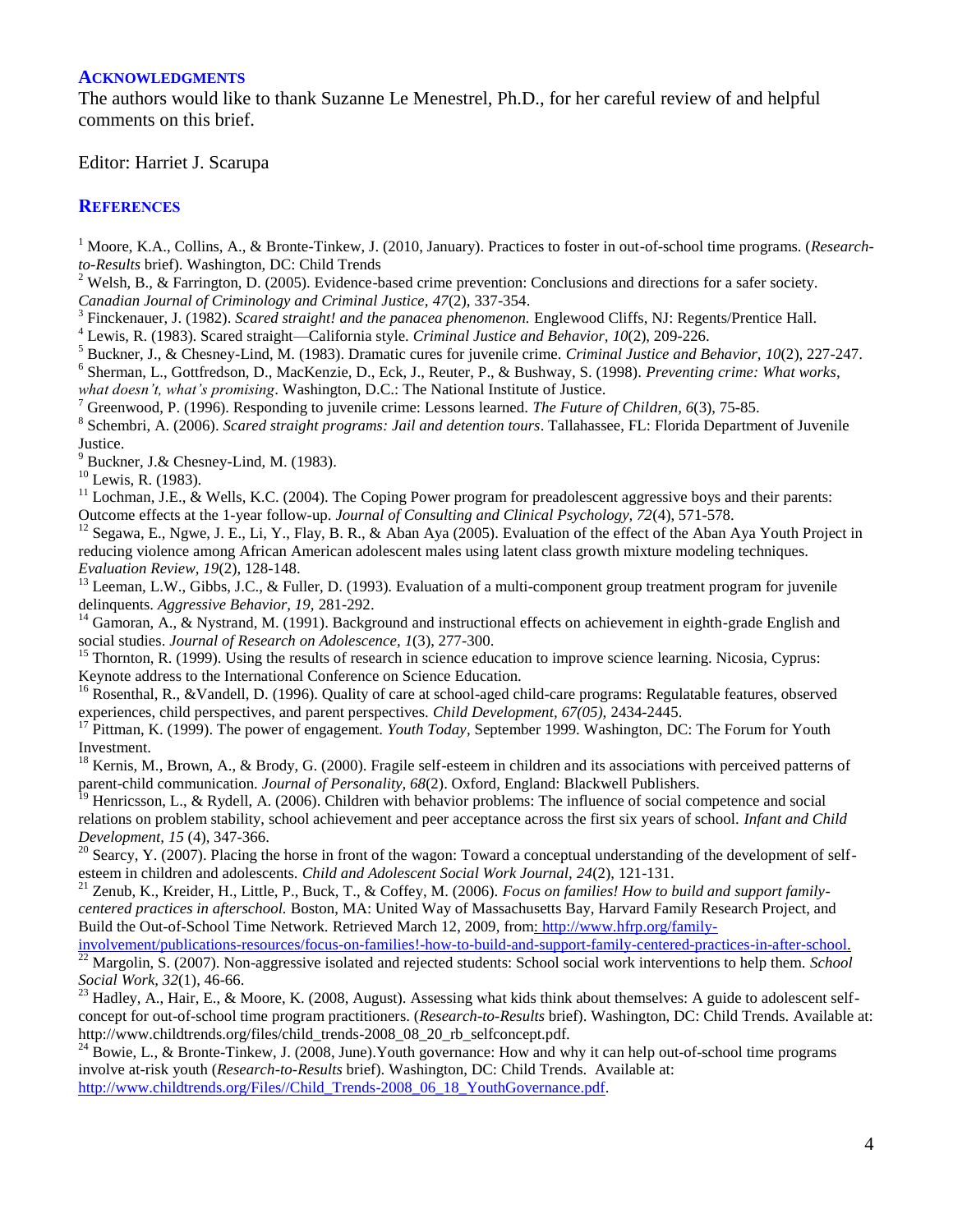## ACKNOWLEDGMENTS

The authors would like to thank Suzanne Le Menestrel, Ph.D., for her careful review of and helpful comments on this brief.

Editor: Harriet J. Scarupa

## REFERENCES

[1] Moore, K.A., Collins, A., & Bronte-Tinkew, J. (2010, January). Practices to foster in out-of-school time programs. (*Research-to-Results* brief). Washington, DC: Child Trends

[2] Welsh, B., & Farrington, D. (2005). Evidence-based crime prevention: Conclusions and directions for a safer society. *Canadian Journal of Criminology and Criminal Justice, 47*(2), 337-354.

[3] Finckenauer, J. (1982). *Scared straight! and the panacea phenomenon.* Englewood Cliffs, NJ: Regents/Prentice Hall.

[4] Lewis, R. (1983). Scared straight—California style. *Criminal Justice and Behavior, 10*(2), 209-226.

[5] Buckner, J., & Chesney-Lind, M. (1983). Dramatic cures for juvenile crime. *Criminal Justice and Behavior, 10*(2), 227-247.

[6] Sherman, L., Gottfredson, D., MacKenzie, D., Eck, J., Reuter, P., & Bushway, S. (1998). *Preventing crime: What works, what doesn't, what's promising*. Washington, D.C.: The National Institute of Justice.

[7] Greenwood, P. (1996). Responding to juvenile crime: Lessons learned. *The Future of Children, 6*(3), 75-85.

[8] Schembri, A. (2006). *Scared straight programs: Jail and detention tours*. Tallahassee, FL: Florida Department of Juvenile Justice.

[9] Buckner, J.& Chesney-Lind, M. (1983).

[10] Lewis, R. (1983).

[11] Lochman, J.E., & Wells, K.C. (2004). The Coping Power program for preadolescent aggressive boys and their parents: Outcome effects at the 1-year follow-up. *Journal of Consulting and Clinical Psychology, 72*(4), 571-578.

[12] Segawa, E., Ngwe, J. E., Li, Y., Flay, B. R., & Aban Aya (2005). Evaluation of the effect of the Aban Aya Youth Project in reducing violence among African American adolescent males using latent class growth mixture modeling techniques. *Evaluation Review, 19*(2), 128-148.

[13] Leeman, L.W., Gibbs, J.C., & Fuller, D. (1993). Evaluation of a multi-component group treatment program for juvenile delinquents. *Aggressive Behavior, 19*, 281-292.

[14] Gamoran, A., & Nystrand, M. (1991). Background and instructional effects on achievement in eighth-grade English and social studies. *Journal of Research on Adolescence, 1*(3), 277-300.

[15] Thornton, R. (1999). Using the results of research in science education to improve science learning. Nicosia, Cyprus: Keynote address to the International Conference on Science Education.

[16] Rosenthal, R., &Vandell, D. (1996). Quality of care at school-aged child-care programs: Regulatable features, observed experiences, child perspectives, and parent perspectives. *Child Development, 67(05),* 2434-2445.

[17] Pittman, K. (1999). The power of engagement. *Youth Today*, September 1999. Washington, DC: The Forum for Youth Investment.

[18] Kernis, M., Brown, A., & Brody, G. (2000). Fragile self-esteem in children and its associations with perceived patterns of parent-child communication. *Journal of Personality, 68*(2). Oxford, England: Blackwell Publishers.

[19] Henricsson, L., & Rydell, A. (2006). Children with behavior problems: The influence of social competence and social relations on problem stability, school achievement and peer acceptance across the first six years of school. *Infant and Child Development, 15* (4), 347-366.

[20] Searcy, Y. (2007). Placing the horse in front of the wagon: Toward a conceptual understanding of the development of self-esteem in children and adolescents. *Child and Adolescent Social Work Journal, 24*(2), 121-131.

[21] Zenub, K., Kreider, H., Little, P., Buck, T., & Coffey, M. (2006). *Focus on families! How to build and support family-centered practices in afterschool.* Boston, MA: United Way of Massachusetts Bay, Harvard Family Research Project, and Build the Out-of-School Time Network. Retrieved March 12, 2009, from: http://www.hfrp.org/family-involvement/publications-resources/focus-on-families!-how-to-build-and-support-family-centered-practices-in-after-school.

[22] Margolin, S. (2007). Non-aggressive isolated and rejected students: School social work interventions to help them. *School Social Work, 32*(1), 46-66.

[23] Hadley, A., Hair, E., & Moore, K. (2008, August). Assessing what kids think about themselves: A guide to adolescent self-concept for out-of-school time program practitioners. (*Research-to-Results* brief). Washington, DC: Child Trends. Available at: http://www.childtrends.org/files/child_trends-2008_08_20_rb_selfconcept.pdf.

[24] Bowie, L., & Bronte-Tinkew, J. (2008, June).Youth governance: How and why it can help out-of-school time programs involve at-risk youth (*Research-to-Results* brief). Washington, DC: Child Trends. Available at: http://www.childtrends.org/Files//Child_Trends-2008_06_18_YouthGovernance.pdf.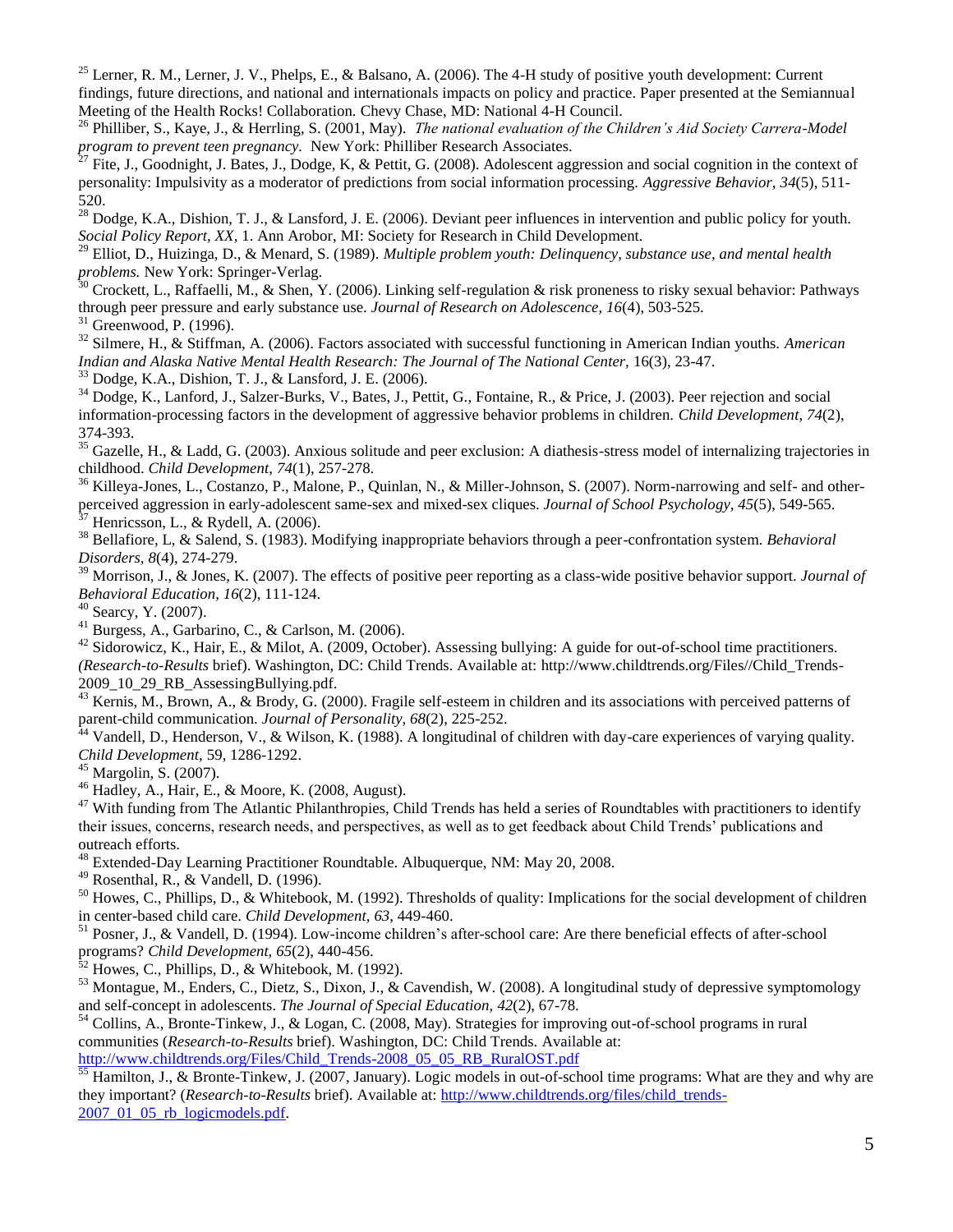[25] Lerner, R. M., Lerner, J. V., Phelps, E., & Balsano, A. (2006). The 4-H study of positive youth development: Current findings, future directions, and national and internationals impacts on policy and practice. Paper presented at the Semiannual Meeting of the Health Rocks! Collaboration. Chevy Chase, MD: National 4-H Council.

[26] Philliber, S., Kaye, J., & Herrling, S. (2001, May). *The national evaluation of the Children's Aid Society Carrera-Model program to prevent teen pregnancy*. New York: Philliber Research Associates.

[27] Fite, J., Goodnight, J. Bates, J., Dodge, K, & Pettit, G. (2008). Adolescent aggression and social cognition in the context of personality: Impulsivity as a moderator of predictions from social information processing. *Aggressive Behavior, 34*(5), 511-520.

[28] Dodge, K.A., Dishion, T. J., & Lansford, J. E. (2006). Deviant peer influences in intervention and public policy for youth. *Social Policy Report, XX*, 1. Ann Arobor, MI: Society for Research in Child Development.

[29] Elliot, D., Huizinga, D., & Menard, S. (1989). *Multiple problem youth: Delinquency, substance use, and mental health problems.* New York: Springer-Verlag.

[30] Crockett, L., Raffaelli, M., & Shen, Y. (2006). Linking self-regulation & risk proneness to risky sexual behavior: Pathways through peer pressure and early substance use. *Journal of Research on Adolescence, 16*(4), 503-525.

[31] Greenwood, P. (1996).

[32] Silmere, H., & Stiffman, A. (2006). Factors associated with successful functioning in American Indian youths. *American Indian and Alaska Native Mental Health Research: The Journal of The National Center,* 16(3), 23-47.

[33] Dodge, K.A., Dishion, T. J., & Lansford, J. E. (2006).

[34] Dodge, K., Lanford, J., Salzer-Burks, V., Bates, J., Pettit, G., Fontaine, R., & Price, J. (2003). Peer rejection and social information-processing factors in the development of aggressive behavior problems in children. *Child Development, 74*(2), 374-393.

[35] Gazelle, H., & Ladd, G. (2003). Anxious solitude and peer exclusion: A diathesis-stress model of internalizing trajectories in childhood. *Child Development, 74*(1), 257-278.

[36] Killeya-Jones, L., Costanzo, P., Malone, P., Quinlan, N., & Miller-Johnson, S. (2007). Norm-narrowing and self- and other-perceived aggression in early-adolescent same-sex and mixed-sex cliques. *Journal of School Psychology, 45*(5), 549-565.

[37] Henricsson, L., & Rydell, A. (2006).

[38] Bellafiore, L, & Salend, S. (1983). Modifying inappropriate behaviors through a peer-confrontation system. *Behavioral Disorders, 8*(4), 274-279.

[39] Morrison, J., & Jones, K. (2007). The effects of positive peer reporting as a class-wide positive behavior support. *Journal of Behavioral Education, 16*(2), 111-124.

[40] Searcy, Y. (2007).

[41] Burgess, A., Garbarino, C., & Carlson, M. (2006).

[42] Sidorowicz, K., Hair, E., & Milot, A. (2009, October). Assessing bullying: A guide for out-of-school time practitioners. *(Research-to-Results* brief). Washington, DC: Child Trends. Available at: http://www.childtrends.org/Files//Child_Trends-2009_10_29_RB_AssessingBullying.pdf.

[43] Kernis, M., Brown, A., & Brody, G. (2000). Fragile self-esteem in children and its associations with perceived patterns of parent-child communication. *Journal of Personality, 68*(2), 225-252.

[44] Vandell, D., Henderson, V., & Wilson, K. (1988). A longitudinal of children with day-care experiences of varying quality. *Child Development,* 59, 1286-1292.

[45] Margolin, S. (2007).

[46] Hadley, A., Hair, E., & Moore, K. (2008, August).

[47] With funding from The Atlantic Philanthropies, Child Trends has held a series of Roundtables with practitioners to identify their issues, concerns, research needs, and perspectives, as well as to get feedback about Child Trends' publications and outreach efforts.

[48] Extended-Day Learning Practitioner Roundtable. Albuquerque, NM: May 20, 2008.

[49] Rosenthal, R., & Vandell, D. (1996).

[50] Howes, C., Phillips, D., & Whitebook, M. (1992). Thresholds of quality: Implications for the social development of children in center-based child care. *Child Development, 63*, 449-460.

[51] Posner, J., & Vandell, D. (1994). Low-income children's after-school care: Are there beneficial effects of after-school programs? *Child Development, 65*(2), 440-456.

[52] Howes, C., Phillips, D., & Whitebook, M. (1992).

[53] Montague, M., Enders, C., Dietz, S., Dixon, J., & Cavendish, W. (2008). A longitudinal study of depressive symptomology and self-concept in adolescents. *The Journal of Special Education, 42*(2), 67-78.

[54] Collins, A., Bronte-Tinkew, J., & Logan, C. (2008, May). Strategies for improving out-of-school programs in rural communities (*Research-to-Results* brief). Washington, DC: Child Trends. Available at: http://www.childtrends.org/Files/Child_Trends-2008_05_05_RB_RuralOST.pdf

[55] Hamilton, J., & Bronte-Tinkew, J. (2007, January). Logic models in out-of-school time programs: What are they and why are they important? (*Research-to-Results* brief). Available at: http://www.childtrends.org/files/child_trends-2007_01_05_rb_logicmodels.pdf.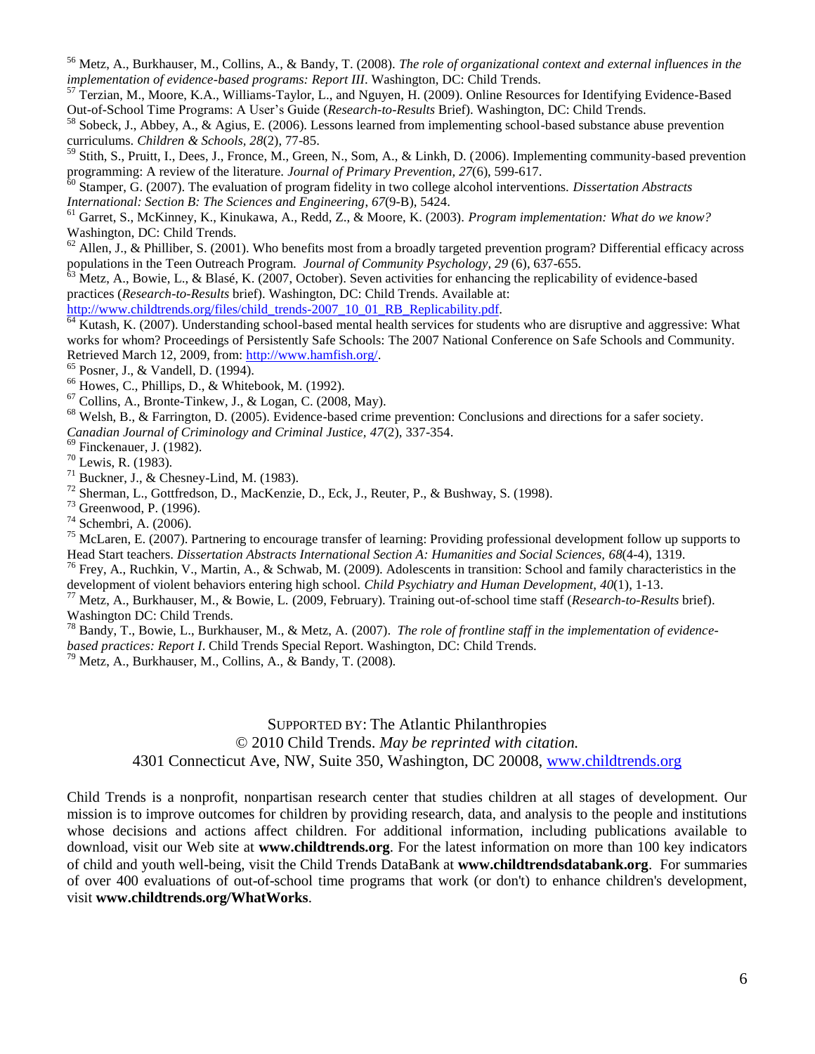[56] Metz, A., Burkhauser, M., Collins, A., & Bandy, T. (2008). *The role of organizational context and external influences in the implementation of evidence-based programs: Report III*. Washington, DC: Child Trends.

[57] Terzian, M., Moore, K.A., Williams-Taylor, L., and Nguyen, H. (2009). Online Resources for Identifying Evidence-Based Out-of-School Time Programs: A User's Guide (*Research-to-Results* Brief). Washington, DC: Child Trends.

[58] Sobeck, J., Abbey, A., & Agius, E. (2006). Lessons learned from implementing school-based substance abuse prevention curriculums. *Children & Schools, 28*(2), 77-85.

[59] Stith, S., Pruitt, I., Dees, J., Fronce, M., Green, N., Som, A., & Linkh, D. (2006). Implementing community-based prevention programming: A review of the literature. *Journal of Primary Prevention, 27*(6), 599-617.

[60] Stamper, G. (2007). The evaluation of program fidelity in two college alcohol interventions. *Dissertation Abstracts International: Section B: The Sciences and Engineering, 67*(9-B), 5424.

[61] Garret, S., McKinney, K., Kinukawa, A., Redd, Z., & Moore, K. (2003). *Program implementation: What do we know?* Washington, DC: Child Trends.

[62] Allen, J., & Philliber, S. (2001). Who benefits most from a broadly targeted prevention program? Differential efficacy across populations in the Teen Outreach Program. *Journal of Community Psychology, 29* (6), 637-655.

[63] Metz, A., Bowie, L., & Blasé, K. (2007, October). Seven activities for enhancing the replicability of evidence-based practices (*Research-to-Results* brief). Washington, DC: Child Trends. Available at: http://www.childtrends.org/files/child_trends-2007_10_01_RB_Replicability.pdf.

[64] Kutash, K. (2007). Understanding school-based mental health services for students who are disruptive and aggressive: What works for whom? Proceedings of Persistently Safe Schools: The 2007 National Conference on Safe Schools and Community. Retrieved March 12, 2009, from: http://www.hamfish.org/.

[65] Posner, J., & Vandell, D. (1994).

[66] Howes, C., Phillips, D., & Whitebook, M. (1992).

[67] Collins, A., Bronte-Tinkew, J., & Logan, C. (2008, May).

[68] Welsh, B., & Farrington, D. (2005). Evidence-based crime prevention: Conclusions and directions for a safer society. *Canadian Journal of Criminology and Criminal Justice, 47*(2), 337-354.

[69] Finckenauer, J. (1982).

[70] Lewis, R. (1983).

[71] Buckner, J., & Chesney-Lind, M. (1983).

[72] Sherman, L., Gottfredson, D., MacKenzie, D., Eck, J., Reuter, P., & Bushway, S. (1998).

[73] Greenwood, P. (1996).

[74] Schembri, A. (2006).

[75] McLaren, E. (2007). Partnering to encourage transfer of learning: Providing professional development follow up supports to Head Start teachers. *Dissertation Abstracts International Section A: Humanities and Social Sciences, 68*(4-4), 1319.

[76] Frey, A., Ruchkin, V., Martin, A., & Schwab, M. (2009). Adolescents in transition: School and family characteristics in the development of violent behaviors entering high school. *Child Psychiatry and Human Development, 40*(1), 1-13.

[77] Metz, A., Burkhauser, M., & Bowie, L. (2009, February). Training out-of-school time staff (*Research-to-Results* brief). Washington DC: Child Trends.

[78] Bandy, T., Bowie, L., Burkhauser, M., & Metz, A. (2007). *The role of frontline staff in the implementation of evidence-based practices: Report I*. Child Trends Special Report. Washington, DC: Child Trends.

[79] Metz, A., Burkhauser, M., Collins, A., & Bandy, T. (2008).

SUPPORTED BY: The Atlantic Philanthropies

© 2010 Child Trends. *May be reprinted with citation.*

4301 Connecticut Ave, NW, Suite 350, Washington, DC 20008, www.childtrends.org

Child Trends is a nonprofit, nonpartisan research center that studies children at all stages of development. Our mission is to improve outcomes for children by providing research, data, and analysis to the people and institutions whose decisions and actions affect children. For additional information, including publications available to download, visit our Web site at **www.childtrends.org**. For the latest information on more than 100 key indicators of child and youth well-being, visit the Child Trends DataBank at **www.childtrendsdatabank.org**. For summaries of over 400 evaluations of out-of-school time programs that work (or don't) to enhance children's development, visit **www.childtrends.org/WhatWorks**.